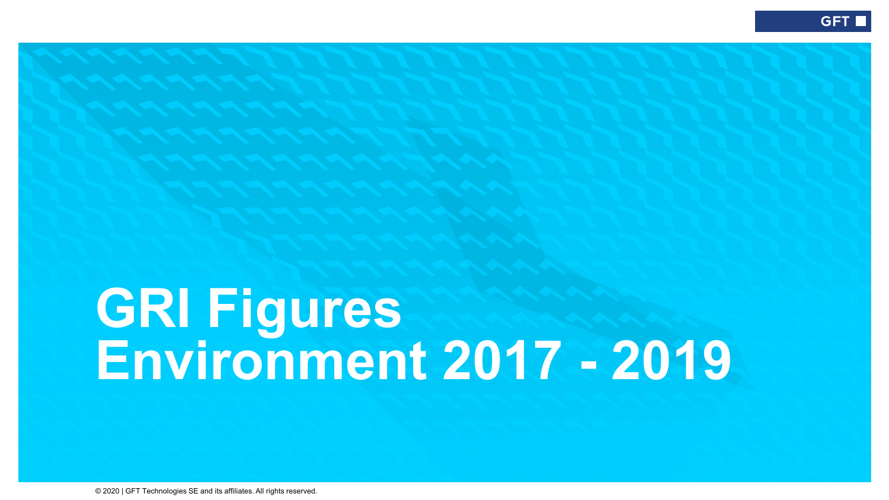# GRI Figures Environment 2017 - 2019

© 2020 | GFT Technologies SE and its affiliates. All rights reserved.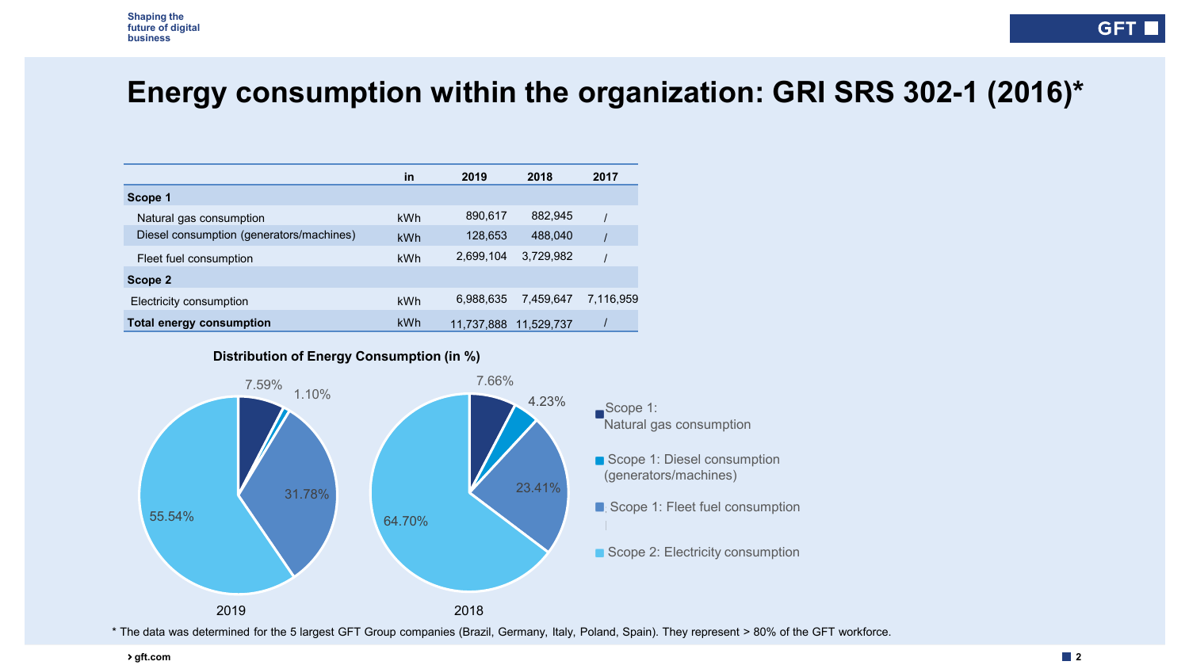# Energy consumption within the organization: GRI SRS 302-1 (2016)*

| | in | 2019 | 2018 | 2017 |
|---|---|---|---|---|
| **Scope 1** | | | | |
| Natural gas consumption | kWh | 890,617 | 882,945 | / |
| Diesel consumption (generators/machines) | kWh | 128,653 | 488,040 | / |
| Fleet fuel consumption | kWh | 2,699,104 | 3,729,982 | / |
| **Scope 2** | | | | |
| Electricity consumption | kWh | 6,988,635 | 7,459,647 | 7,116,959 |
| **Total energy consumption** | kWh | 11,737,888 | 11,529,737 | / |

**Distribution of Energy Consumption (in %)**

| | 2019 | 2018 |
|---|---|---|
| Scope 1: Natural gas consumption | 7.59% | 7.66% |
| Scope 1: Diesel consumption (generators/machines) | 1.10% | 4.23% |
| Scope 1: Fleet fuel consumption | 31.78% | 23.41% |
| Scope 2: Electricity consumption | 55.54% | 64.70% |

* The data was determined for the 5 largest GFT Group companies (Brazil, Germany, Italy, Poland, Spain). They represent > 80% of the GFT workforce.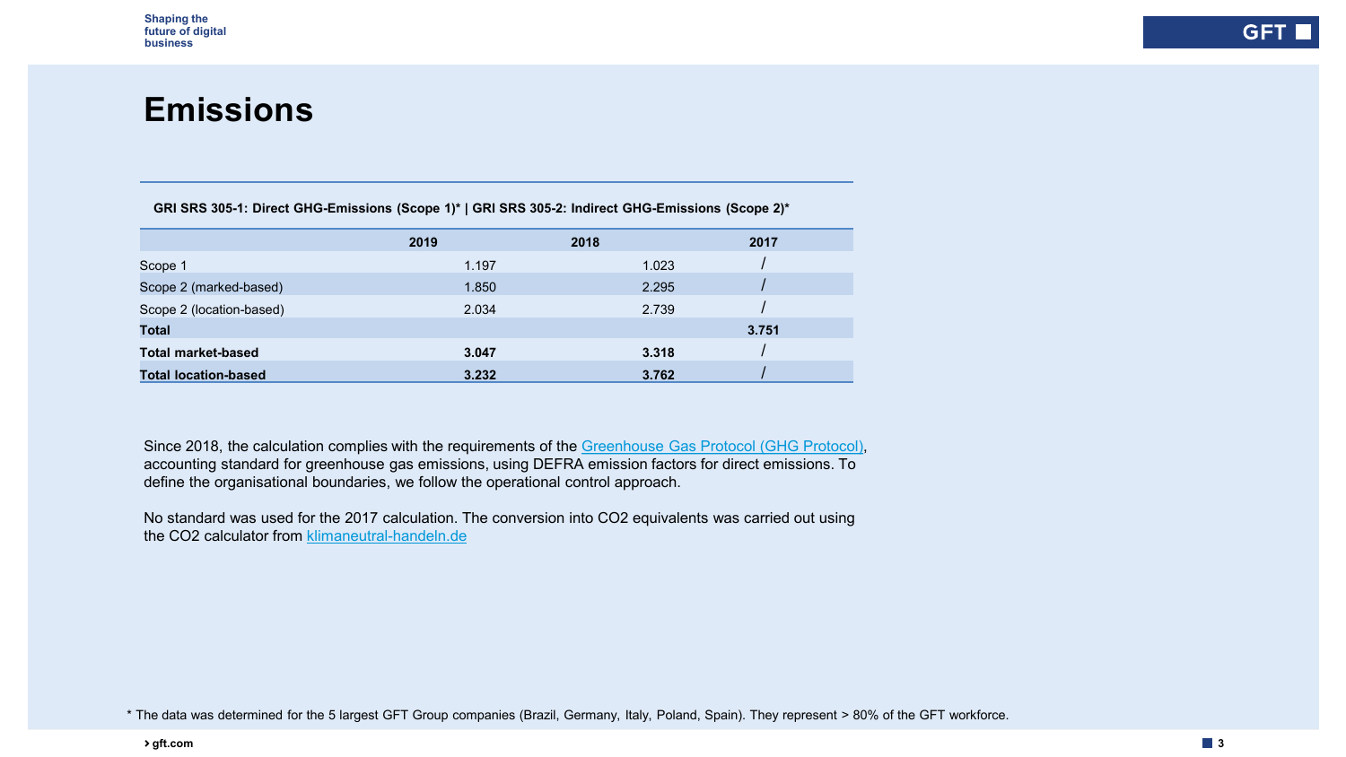# Emissions

**GRI SRS 305-1: Direct GHG-Emissions (Scope 1)* | GRI SRS 305-2: Indirect GHG-Emissions (Scope 2)***

| | 2019 | 2018 | 2017 |
|---|---|---|---|
| Scope 1 | 1.197 | 1.023 | / |
| Scope 2 (marked-based) | 1.850 | 2.295 | / |
| Scope 2 (location-based) | 2.034 | 2.739 | / |
| **Total** | | | **3.751** |
| **Total market-based** | **3.047** | **3.318** | / |
| **Total location-based** | **3.232** | **3.762** | / |

Since 2018, the calculation complies with the requirements of the [Greenhouse Gas Protocol (GHG Protocol)](), accounting standard for greenhouse gas emissions, using DEFRA emission factors for direct emissions. To define the organisational boundaries, we follow the operational control approach.

No standard was used for the 2017 calculation. The conversion into CO2 equivalents was carried out using the CO2 calculator from [klimaneutral-handeln.de]()

* The data was determined for the 5 largest GFT Group companies (Brazil, Germany, Italy, Poland, Spain). They represent > 80% of the GFT workforce.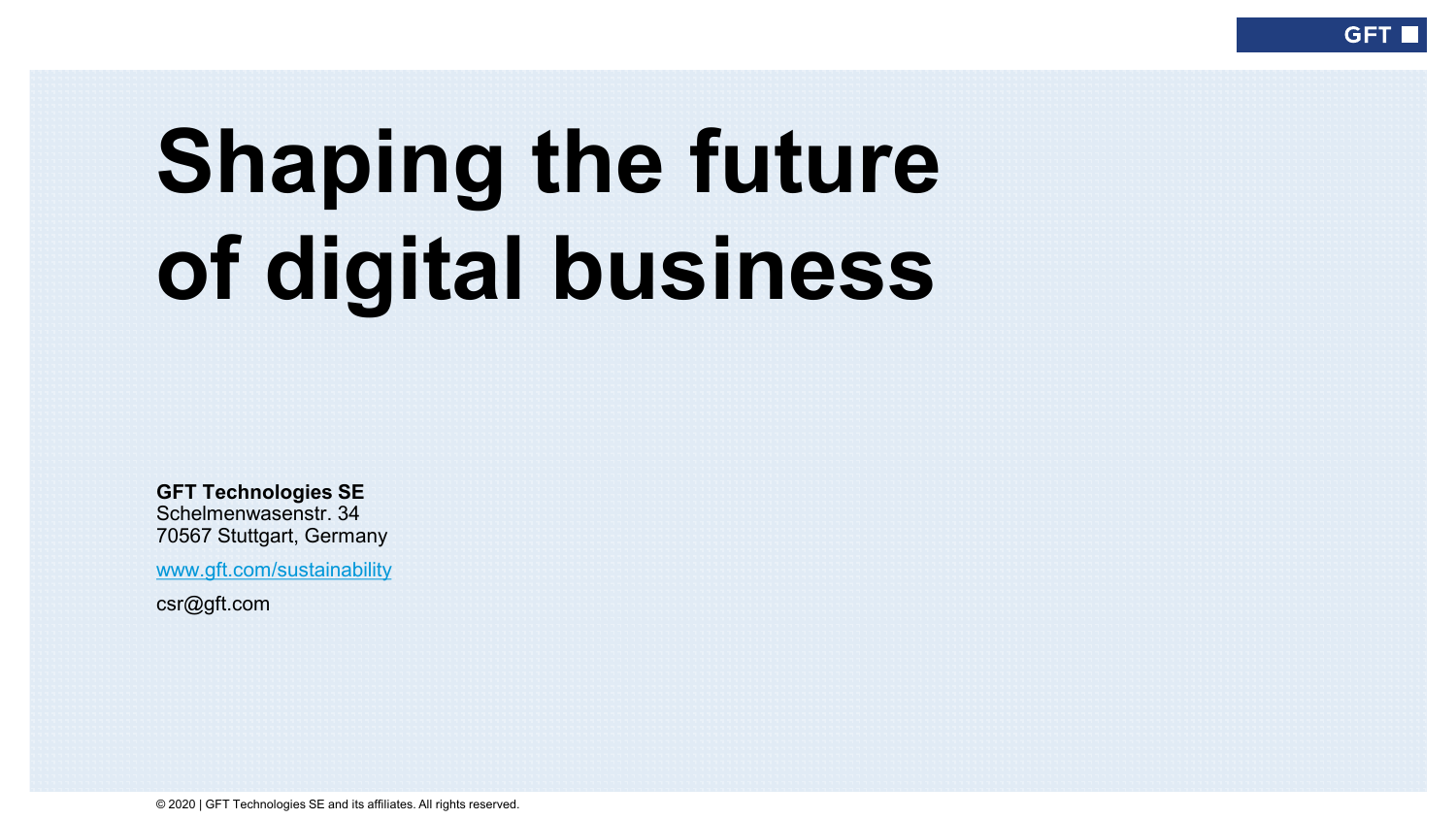# Shaping the future of digital business

**GFT Technologies SE**
Schelmenwasenstr. 34
70567 Stuttgart, Germany

www.gft.com/sustainability

csr@gft.com

© 2020 | GFT Technologies SE and its affiliates. All rights reserved.